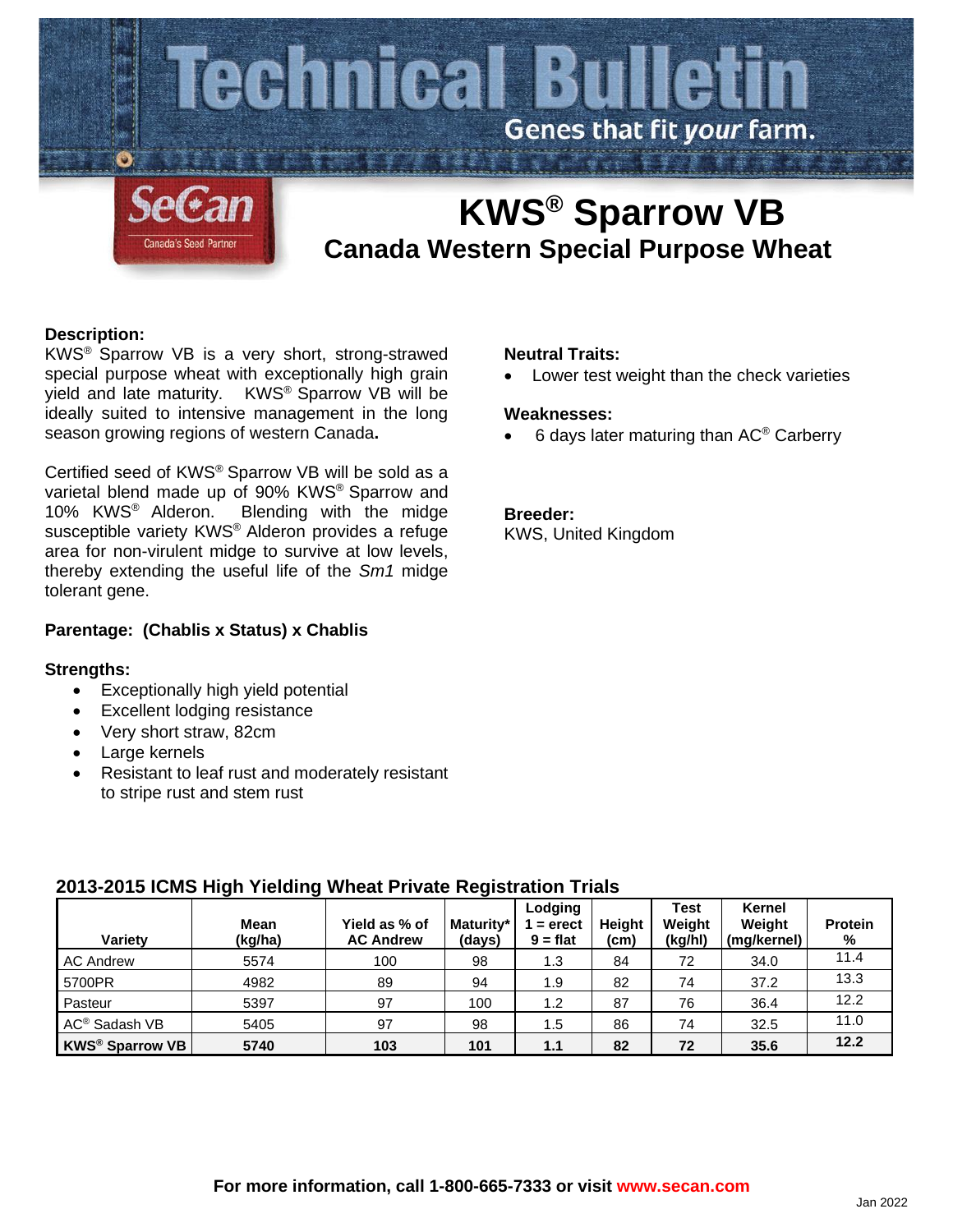# Technical Bulletin

Genes that fit *your* farm.

SeCan — Canada's Seed Partner

# KWS® Sparrow VB

## Canada Western Special Purpose Wheat

**Description:**

KWS® Sparrow VB is a very short, strong-strawed special purpose wheat with exceptionally high grain yield and late maturity. KWS® Sparrow VB will be ideally suited to intensive management in the long season growing regions of western Canada**.**

Certified seed of KWS® Sparrow VB will be sold as a varietal blend made up of 90% KWS® Sparrow and 10% KWS® Alderon. Blending with the midge susceptible variety KWS® Alderon provides a refuge area for non-virulent midge to survive at low levels, thereby extending the useful life of the *Sm1* midge tolerant gene.

**Parentage: (Chablis x Status) x Chablis**

**Strengths:**

- Exceptionally high yield potential
- Excellent lodging resistance
- Very short straw, 82cm
- Large kernels
- Resistant to leaf rust and moderately resistant to stripe rust and stem rust

**Neutral Traits:**

- Lower test weight than the check varieties

**Weaknesses:**

- 6 days later maturing than AC® Carberry

**Breeder:**

KWS, United Kingdom

### 2013-2015 ICMS High Yielding Wheat Private Registration Trials

| Variety | Mean (kg/ha) | Yield as % of AC Andrew | Maturity* (days) | Lodging 1 = erect 9 = flat | Height (cm) | Test Weight (kg/hl) | Kernel Weight (mg/kernel) | Protein % |
|---|---|---|---|---|---|---|---|---|
| AC Andrew | 5574 | 100 | 98 | 1.3 | 84 | 72 | 34.0 | 11.4 |
| 5700PR | 4982 | 89 | 94 | 1.9 | 82 | 74 | 37.2 | 13.3 |
| Pasteur | 5397 | 97 | 100 | 1.2 | 87 | 76 | 36.4 | 12.2 |
| AC® Sadash VB | 5405 | 97 | 98 | 1.5 | 86 | 74 | 32.5 | 11.0 |
| **KWS® Sparrow VB** | **5740** | **103** | **101** | **1.1** | **82** | **72** | **35.6** | **12.2** |

**For more information, call 1-800-665-7333 or visit www.secan.com**

Jan 2022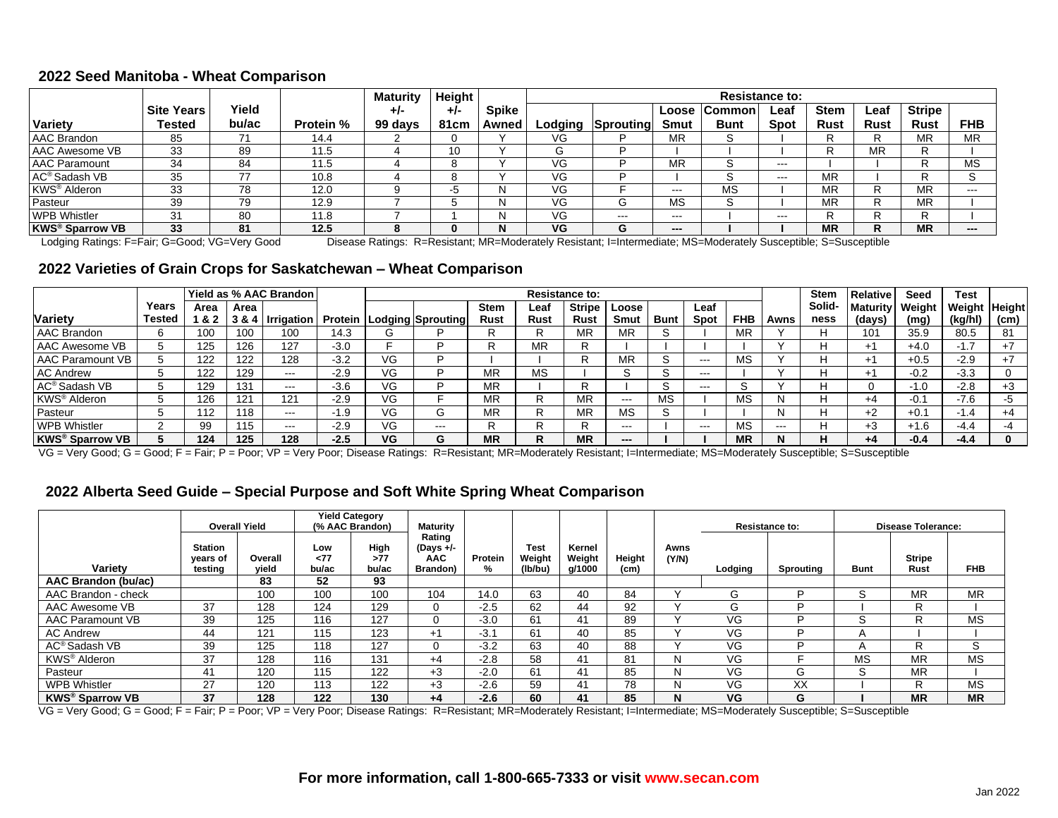## 2022 Seed Manitoba - Wheat Comparison

| Variety | Site Years Tested | Yield bu/ac | Protein % | Maturity +/- 99 days | Height +/- 81cm | Spike Awned | Lodging | Sprouting | Loose Smut | Common Bunt | Leaf Spot | Stem Rust | Leaf Rust | Stripe Rust | FHB |
|---|---|---|---|---|---|---|---|---|---|---|---|---|---|---|---|
| | | | | | | | Resistance to: | | | | | | | | |
| AAC Brandon | 85 | 71 | 14.4 | 2 | 0 | Y | VG | P | MR | S | I | R | R | MR | MR |
| AAC Awesome VB | 33 | 89 | 11.5 | 4 | 10 | Y | G | P | I | I | I | R | MR | R | I |
| AAC Paramount | 34 | 84 | 11.5 | 4 | 8 | Y | VG | P | MR | S | --- | I | I | R | MS |
| AC® Sadash VB | 35 | 77 | 10.8 | 4 | 8 | Y | VG | P | I | S | --- | MR | I | R | S |
| KWS® Alderon | 33 | 78 | 12.0 | 9 | -5 | N | VG | F | --- | MS | I | MR | R | MR | --- |
| Pasteur | 39 | 79 | 12.9 | 7 | 5 | N | VG | G | MS | S | I | MR | R | MR | I |
| WPB Whistler | 31 | 80 | 11.8 | 7 | 1 | N | VG | --- | --- | I | --- | R | R | R | I |
| **KWS® Sparrow VB** | **33** | **81** | **12.5** | **8** | **0** | **N** | **VG** | **G** | **---** | **I** | **I** | **MR** | **R** | **MR** | **---** |

Lodging Ratings: F=Fair; G=Good; VG=Very Good     Disease Ratings: R=Resistant; MR=Moderately Resistant; I=Intermediate; MS=Moderately Susceptible; S=Susceptible

## 2022 Varieties of Grain Crops for Saskatchewan – Wheat Comparison

| Variety | Years Tested | Yield as % AAC Brandon: Area 1 & 2 | Area 3 & 4 | Irrigation | Protein | Lodging | Sprouting | Stem Rust | Leaf Rust | Stripe Rust | Loose Smut | Bunt | Leaf Spot | FHB | Awns | Stem Solidness | Relative Maturity (days) | Seed Weight (mg) | Test Weight (kg/hl) | Height (cm) |
|---|---|---|---|---|---|---|---|---|---|---|---|---|---|---|---|---|---|---|---|---|
| | | | | | | Resistance to: | | | | | | | | | | | | | | |
| AAC Brandon | 6 | 100 | 100 | 100 | 14.3 | G | P | R | R | MR | MR | S | I | MR | Y | H | 101 | 35.9 | 80.5 | 81 |
| AAC Awesome VB | 5 | 125 | 126 | 127 | -3.0 | F | P | R | MR | R | I | I | I | I | Y | H | +1 | +4.0 | -1.7 | +7 |
| AAC Paramount VB | 5 | 122 | 122 | 128 | -3.2 | VG | P | I | I | R | MR | S | --- | MS | Y | H | +1 | +0.5 | -2.9 | +7 |
| AC Andrew | 5 | 122 | 129 | --- | -2.9 | VG | P | MR | MS | I | S | S | --- | I | Y | H | +1 | -0.2 | -3.3 | 0 |
| AC® Sadash VB | 5 | 129 | 131 | --- | -3.6 | VG | P | MR | I | R | I | S | --- | S | Y | H | 0 | -1.0 | -2.8 | +3 |
| KWS® Alderon | 5 | 126 | 121 | 121 | -2.9 | VG | F | MR | R | MR | --- | MS | I | MS | N | H | +4 | -0.1 | -7.6 | -5 |
| Pasteur | 5 | 112 | 118 | --- | -1.9 | VG | G | MR | R | MR | MS | S | I | I | N | H | +2 | +0.1 | -1.4 | +4 |
| WPB Whistler | 2 | 99 | 115 | --- | -2.9 | VG | --- | R | R | R | --- | I | --- | MS | --- | H | +3 | +1.6 | -4.4 | -4 |
| **KWS® Sparrow VB** | **5** | **124** | **125** | **128** | **-2.5** | **VG** | **G** | **MR** | **R** | **MR** | **---** | **I** | **I** | **MR** | **N** | **H** | **+4** | **-0.4** | **-4.4** | **0** |

VG = Very Good; G = Good; F = Fair; P = Poor; VP = Very Poor; Disease Ratings: R=Resistant; MR=Moderately Resistant; I=Intermediate; MS=Moderately Susceptible; S=Susceptible

## 2022 Alberta Seed Guide – Special Purpose and Soft White Spring Wheat Comparison

| Variety | Overall Yield: Station years of testing | Overall yield | Yield Category (% AAC Brandon): Low <77 bu/ac | High >77 bu/ac | Maturity Rating (Days +/- AAC Brandon) | Protein % | Test Weight (lb/bu) | Kernel Weight g/1000 | Height (cm) | Awns (Y/N) | Resistance to: Lodging | Sprouting | Disease Tolerance: Bunt | Stripe Rust | FHB |
|---|---|---|---|---|---|---|---|---|---|---|---|---|---|---|---|
| **AAC Brandon (bu/ac)** | | **83** | **52** | **93** | | | | | | | | | | | |
| AAC Brandon - check | | 100 | 100 | 100 | 104 | 14.0 | 63 | 40 | 84 | Y | G | P | S | MR | MR |
| AAC Awesome VB | 37 | 128 | 124 | 129 | 0 | -2.5 | 62 | 44 | 92 | Y | G | P | I | R | I |
| AAC Paramount VB | 39 | 125 | 116 | 127 | 0 | -3.0 | 61 | 41 | 89 | Y | VG | P | S | R | MS |
| AC Andrew | 44 | 121 | 115 | 123 | +1 | -3.1 | 61 | 40 | 85 | Y | VG | P | A | I | I |
| AC® Sadash VB | 39 | 125 | 118 | 127 | 0 | -3.2 | 63 | 40 | 88 | Y | VG | P | A | R | S |
| KWS® Alderon | 37 | 128 | 116 | 131 | +4 | -2.8 | 58 | 41 | 81 | N | VG | F | MS | MR | MS |
| Pasteur | 41 | 120 | 115 | 122 | +3 | -2.0 | 61 | 41 | 85 | N | VG | G | S | MR | I |
| WPB Whistler | 27 | 120 | 113 | 122 | +3 | -2.6 | 59 | 41 | 78 | N | VG | XX | I | R | MS |
| **KWS® Sparrow VB** | **37** | **128** | **122** | **130** | **+4** | **-2.6** | **60** | **41** | **85** | **N** | **VG** | **G** | **I** | **MR** | **MR** |

VG = Very Good; G = Good; F = Fair; P = Poor; VP = Very Poor; Disease Ratings: R=Resistant; MR=Moderately Resistant; I=Intermediate; MS=Moderately Susceptible; S=Susceptible

**For more information, call 1-800-665-7333 or visit www.secan.com**

Jan 2022